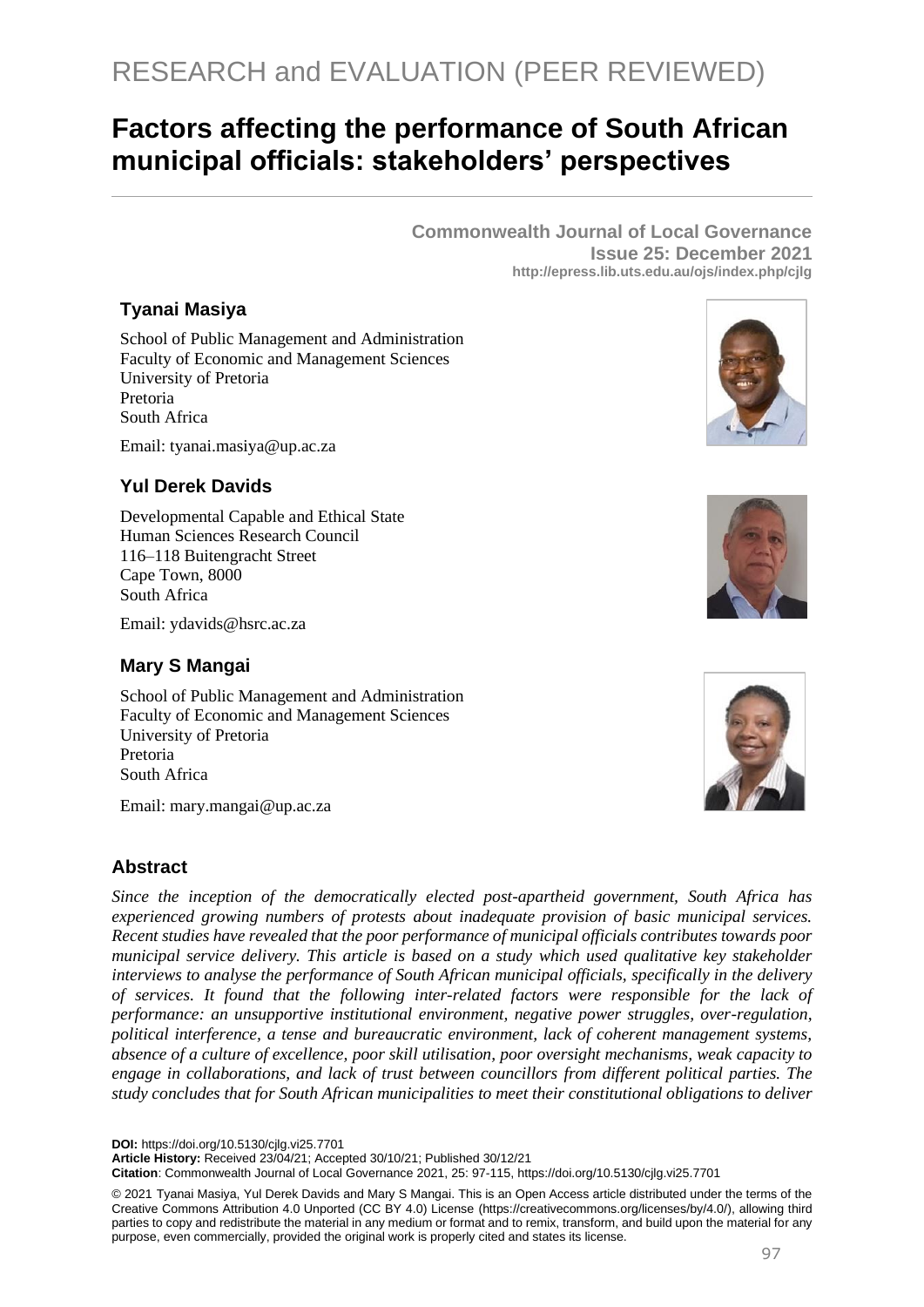RESEARCH and EVALUATION (PEER REVIEWED)

# Factors affecting the performance of South African municipal officials: stakeholders' perspectives

**Commonwealth Journal of Local Governance**
**Issue 25: December 2021**
**http://epress.lib.uts.edu.au/ojs/index.php/cjlg**

### Tyanai Masiya

School of Public Management and Administration
Faculty of Economic and Management Sciences
University of Pretoria
Pretoria
South Africa

Email: tyanai.masiya@up.ac.za

### Yul Derek Davids

Developmental Capable and Ethical State
Human Sciences Research Council
116–118 Buitengracht Street
Cape Town, 8000
South Africa

Email: ydavids@hsrc.ac.za

### Mary S Mangai

School of Public Management and Administration
Faculty of Economic and Management Sciences
University of Pretoria
Pretoria
South Africa

Email: mary.mangai@up.ac.za

## Abstract

*Since the inception of the democratically elected post-apartheid government, South Africa has experienced growing numbers of protests about inadequate provision of basic municipal services. Recent studies have revealed that the poor performance of municipal officials contributes towards poor municipal service delivery. This article is based on a study which used qualitative key stakeholder interviews to analyse the performance of South African municipal officials, specifically in the delivery of services. It found that the following inter-related factors were responsible for the lack of performance: an unsupportive institutional environment, negative power struggles, over-regulation, political interference, a tense and bureaucratic environment, lack of coherent management systems, absence of a culture of excellence, poor skill utilisation, poor oversight mechanisms, weak capacity to engage in collaborations, and lack of trust between councillors from different political parties. The study concludes that for South African municipalities to meet their constitutional obligations to deliver*

**DOI:** https://doi.org/10.5130/cjlg.vi25.7701
**Article History:** Received 23/04/21; Accepted 30/10/21; Published 30/12/21
**Citation**: Commonwealth Journal of Local Governance 2021, 25: 97-115, https://doi.org/10.5130/cjlg.vi25.7701

© 2021 Tyanai Masiya, Yul Derek Davids and Mary S Mangai. This is an Open Access article distributed under the terms of the Creative Commons Attribution 4.0 Unported (CC BY 4.0) License (https://creativecommons.org/licenses/by/4.0/), allowing third parties to copy and redistribute the material in any medium or format and to remix, transform, and build upon the material for any purpose, even commercially, provided the original work is properly cited and states its license.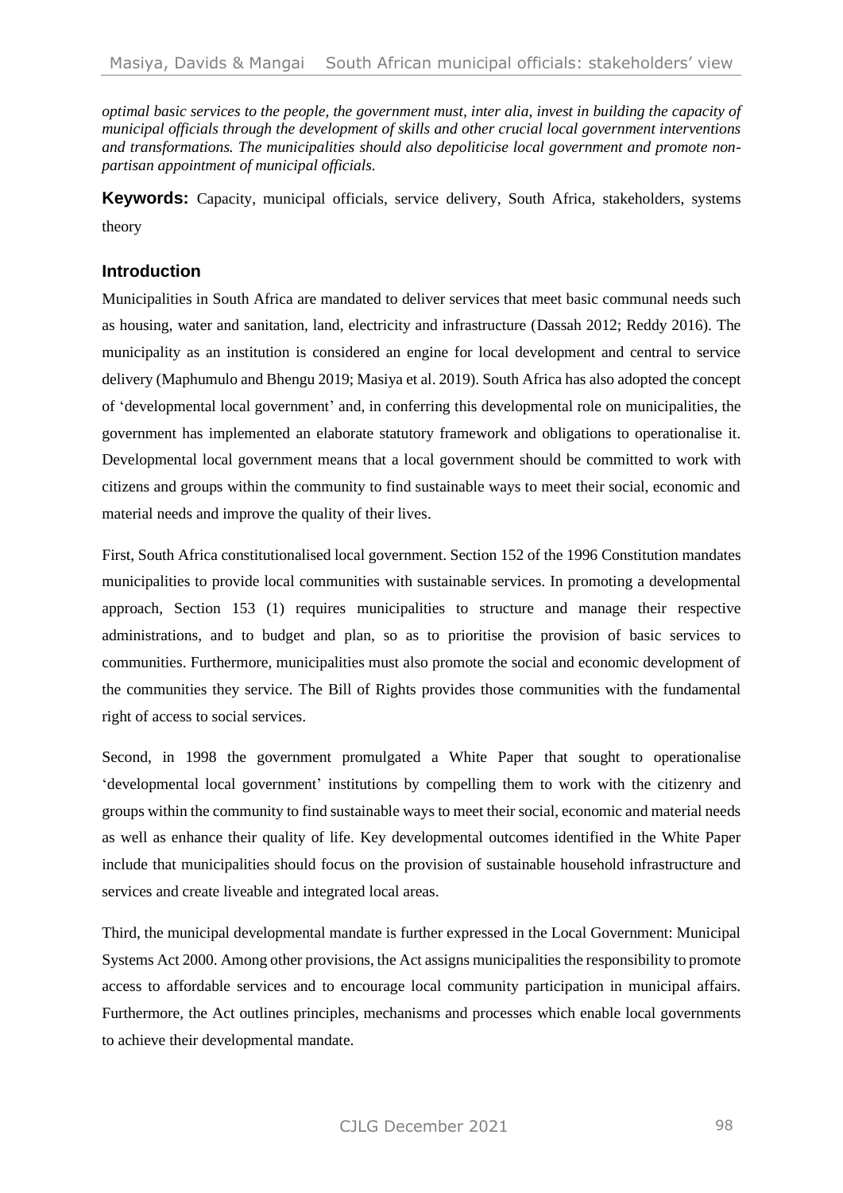*optimal basic services to the people, the government must, inter alia, invest in building the capacity of municipal officials through the development of skills and other crucial local government interventions and transformations. The municipalities should also depoliticise local government and promote non-partisan appointment of municipal officials.*

**Keywords:** Capacity, municipal officials, service delivery, South Africa, stakeholders, systems theory

## Introduction

Municipalities in South Africa are mandated to deliver services that meet basic communal needs such as housing, water and sanitation, land, electricity and infrastructure (Dassah 2012; Reddy 2016). The municipality as an institution is considered an engine for local development and central to service delivery (Maphumulo and Bhengu 2019; Masiya et al. 2019). South Africa has also adopted the concept of 'developmental local government' and, in conferring this developmental role on municipalities, the government has implemented an elaborate statutory framework and obligations to operationalise it. Developmental local government means that a local government should be committed to work with citizens and groups within the community to find sustainable ways to meet their social, economic and material needs and improve the quality of their lives.

First, South Africa constitutionalised local government. Section 152 of the 1996 Constitution mandates municipalities to provide local communities with sustainable services. In promoting a developmental approach, Section 153 (1) requires municipalities to structure and manage their respective administrations, and to budget and plan, so as to prioritise the provision of basic services to communities. Furthermore, municipalities must also promote the social and economic development of the communities they service. The Bill of Rights provides those communities with the fundamental right of access to social services.

Second, in 1998 the government promulgated a White Paper that sought to operationalise 'developmental local government' institutions by compelling them to work with the citizenry and groups within the community to find sustainable ways to meet their social, economic and material needs as well as enhance their quality of life. Key developmental outcomes identified in the White Paper include that municipalities should focus on the provision of sustainable household infrastructure and services and create liveable and integrated local areas.

Third, the municipal developmental mandate is further expressed in the Local Government: Municipal Systems Act 2000. Among other provisions, the Act assigns municipalities the responsibility to promote access to affordable services and to encourage local community participation in municipal affairs. Furthermore, the Act outlines principles, mechanisms and processes which enable local governments to achieve their developmental mandate.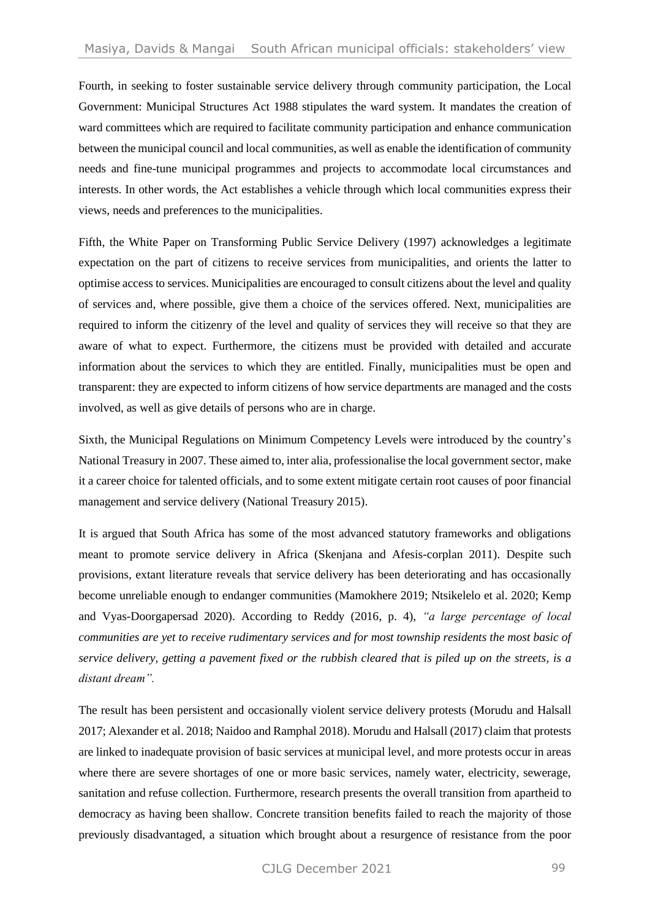Fourth, in seeking to foster sustainable service delivery through community participation, the Local Government: Municipal Structures Act 1988 stipulates the ward system. It mandates the creation of ward committees which are required to facilitate community participation and enhance communication between the municipal council and local communities, as well as enable the identification of community needs and fine-tune municipal programmes and projects to accommodate local circumstances and interests. In other words, the Act establishes a vehicle through which local communities express their views, needs and preferences to the municipalities.

Fifth, the White Paper on Transforming Public Service Delivery (1997) acknowledges a legitimate expectation on the part of citizens to receive services from municipalities, and orients the latter to optimise access to services. Municipalities are encouraged to consult citizens about the level and quality of services and, where possible, give them a choice of the services offered. Next, municipalities are required to inform the citizenry of the level and quality of services they will receive so that they are aware of what to expect. Furthermore, the citizens must be provided with detailed and accurate information about the services to which they are entitled. Finally, municipalities must be open and transparent: they are expected to inform citizens of how service departments are managed and the costs involved, as well as give details of persons who are in charge.

Sixth, the Municipal Regulations on Minimum Competency Levels were introduced by the country's National Treasury in 2007. These aimed to, inter alia, professionalise the local government sector, make it a career choice for talented officials, and to some extent mitigate certain root causes of poor financial management and service delivery (National Treasury 2015).

It is argued that South Africa has some of the most advanced statutory frameworks and obligations meant to promote service delivery in Africa (Skenjana and Afesis-corplan 2011). Despite such provisions, extant literature reveals that service delivery has been deteriorating and has occasionally become unreliable enough to endanger communities (Mamokhere 2019; Ntsikelelo et al. 2020; Kemp and Vyas-Doorgapersad 2020). According to Reddy (2016, p. 4), *"a large percentage of local communities are yet to receive rudimentary services and for most township residents the most basic of service delivery, getting a pavement fixed or the rubbish cleared that is piled up on the streets, is a distant dream".*

The result has been persistent and occasionally violent service delivery protests (Morudu and Halsall 2017; Alexander et al. 2018; Naidoo and Ramphal 2018). Morudu and Halsall (2017) claim that protests are linked to inadequate provision of basic services at municipal level, and more protests occur in areas where there are severe shortages of one or more basic services, namely water, electricity, sewerage, sanitation and refuse collection. Furthermore, research presents the overall transition from apartheid to democracy as having been shallow. Concrete transition benefits failed to reach the majority of those previously disadvantaged, a situation which brought about a resurgence of resistance from the poor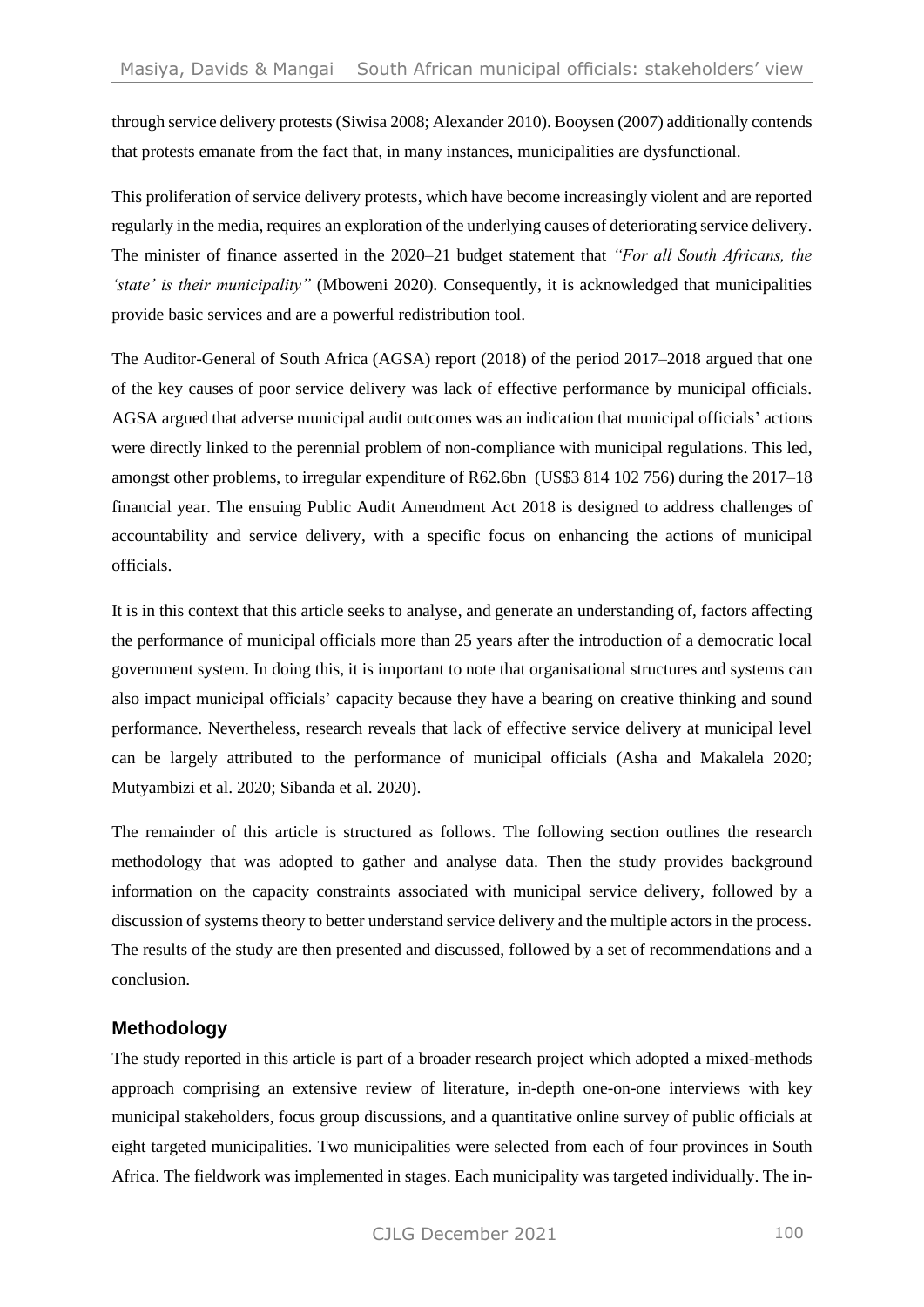through service delivery protests (Siwisa 2008; Alexander 2010). Booysen (2007) additionally contends that protests emanate from the fact that, in many instances, municipalities are dysfunctional.

This proliferation of service delivery protests, which have become increasingly violent and are reported regularly in the media, requires an exploration of the underlying causes of deteriorating service delivery. The minister of finance asserted in the 2020–21 budget statement that *"For all South Africans, the 'state' is their municipality"* (Mboweni 2020). Consequently, it is acknowledged that municipalities provide basic services and are a powerful redistribution tool.

The Auditor-General of South Africa (AGSA) report (2018) of the period 2017–2018 argued that one of the key causes of poor service delivery was lack of effective performance by municipal officials. AGSA argued that adverse municipal audit outcomes was an indication that municipal officials' actions were directly linked to the perennial problem of non-compliance with municipal regulations. This led, amongst other problems, to irregular expenditure of R62.6bn (US$3 814 102 756) during the 2017–18 financial year. The ensuing Public Audit Amendment Act 2018 is designed to address challenges of accountability and service delivery, with a specific focus on enhancing the actions of municipal officials.

It is in this context that this article seeks to analyse, and generate an understanding of, factors affecting the performance of municipal officials more than 25 years after the introduction of a democratic local government system. In doing this, it is important to note that organisational structures and systems can also impact municipal officials' capacity because they have a bearing on creative thinking and sound performance. Nevertheless, research reveals that lack of effective service delivery at municipal level can be largely attributed to the performance of municipal officials (Asha and Makalela 2020; Mutyambizi et al. 2020; Sibanda et al. 2020).

The remainder of this article is structured as follows. The following section outlines the research methodology that was adopted to gather and analyse data. Then the study provides background information on the capacity constraints associated with municipal service delivery, followed by a discussion of systems theory to better understand service delivery and the multiple actors in the process. The results of the study are then presented and discussed, followed by a set of recommendations and a conclusion.

## Methodology

The study reported in this article is part of a broader research project which adopted a mixed-methods approach comprising an extensive review of literature, in-depth one-on-one interviews with key municipal stakeholders, focus group discussions, and a quantitative online survey of public officials at eight targeted municipalities. Two municipalities were selected from each of four provinces in South Africa. The fieldwork was implemented in stages. Each municipality was targeted individually. The in-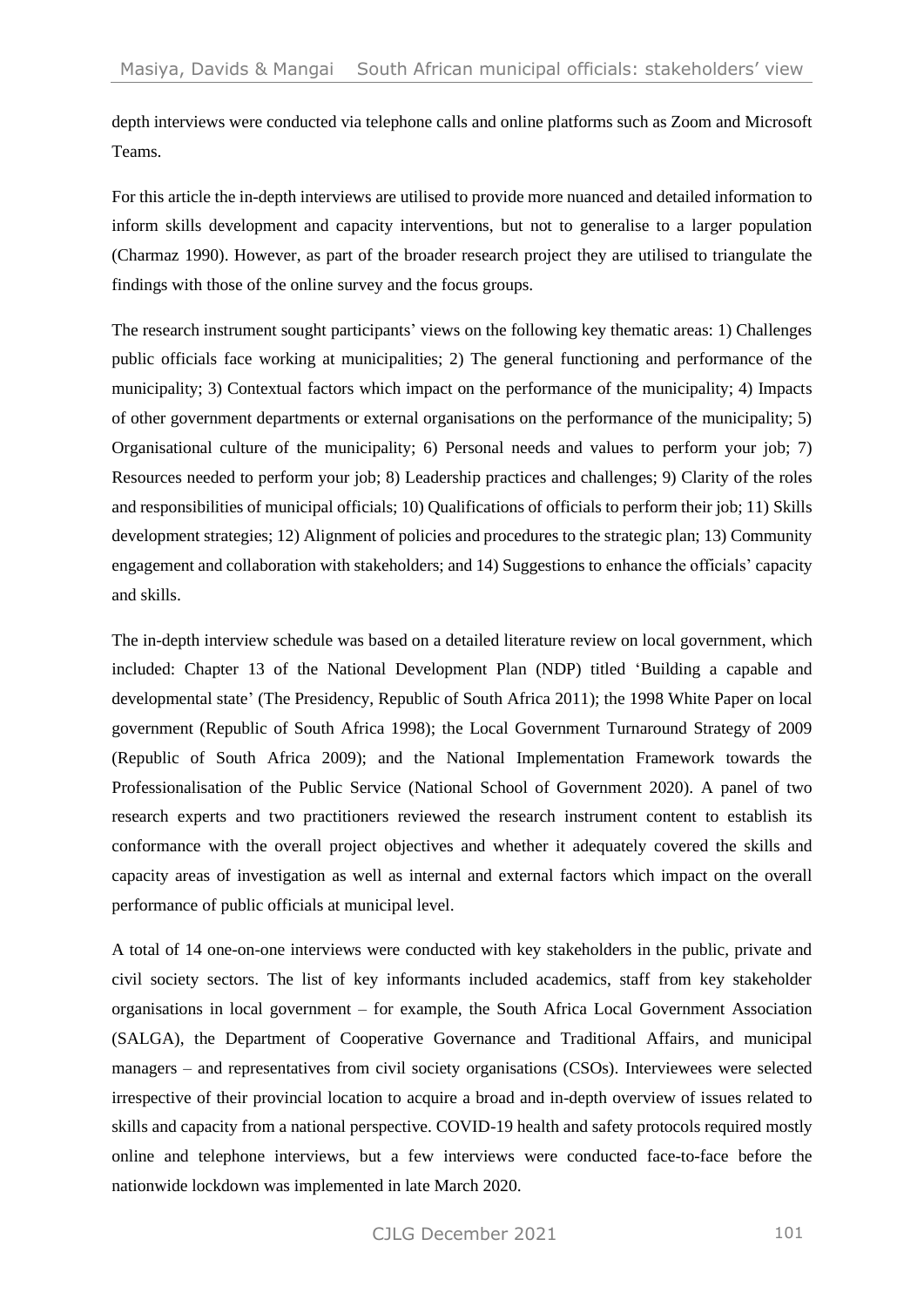depth interviews were conducted via telephone calls and online platforms such as Zoom and Microsoft Teams.

For this article the in-depth interviews are utilised to provide more nuanced and detailed information to inform skills development and capacity interventions, but not to generalise to a larger population (Charmaz 1990). However, as part of the broader research project they are utilised to triangulate the findings with those of the online survey and the focus groups.

The research instrument sought participants' views on the following key thematic areas: 1) Challenges public officials face working at municipalities; 2) The general functioning and performance of the municipality; 3) Contextual factors which impact on the performance of the municipality; 4) Impacts of other government departments or external organisations on the performance of the municipality; 5) Organisational culture of the municipality; 6) Personal needs and values to perform your job; 7) Resources needed to perform your job; 8) Leadership practices and challenges; 9) Clarity of the roles and responsibilities of municipal officials; 10) Qualifications of officials to perform their job; 11) Skills development strategies; 12) Alignment of policies and procedures to the strategic plan; 13) Community engagement and collaboration with stakeholders; and 14) Suggestions to enhance the officials' capacity and skills.

The in-depth interview schedule was based on a detailed literature review on local government, which included: Chapter 13 of the National Development Plan (NDP) titled 'Building a capable and developmental state' (The Presidency, Republic of South Africa 2011); the 1998 White Paper on local government (Republic of South Africa 1998); the Local Government Turnaround Strategy of 2009 (Republic of South Africa 2009); and the National Implementation Framework towards the Professionalisation of the Public Service (National School of Government 2020). A panel of two research experts and two practitioners reviewed the research instrument content to establish its conformance with the overall project objectives and whether it adequately covered the skills and capacity areas of investigation as well as internal and external factors which impact on the overall performance of public officials at municipal level.

A total of 14 one-on-one interviews were conducted with key stakeholders in the public, private and civil society sectors. The list of key informants included academics, staff from key stakeholder organisations in local government – for example, the South Africa Local Government Association (SALGA), the Department of Cooperative Governance and Traditional Affairs, and municipal managers – and representatives from civil society organisations (CSOs). Interviewees were selected irrespective of their provincial location to acquire a broad and in-depth overview of issues related to skills and capacity from a national perspective. COVID-19 health and safety protocols required mostly online and telephone interviews, but a few interviews were conducted face-to-face before the nationwide lockdown was implemented in late March 2020.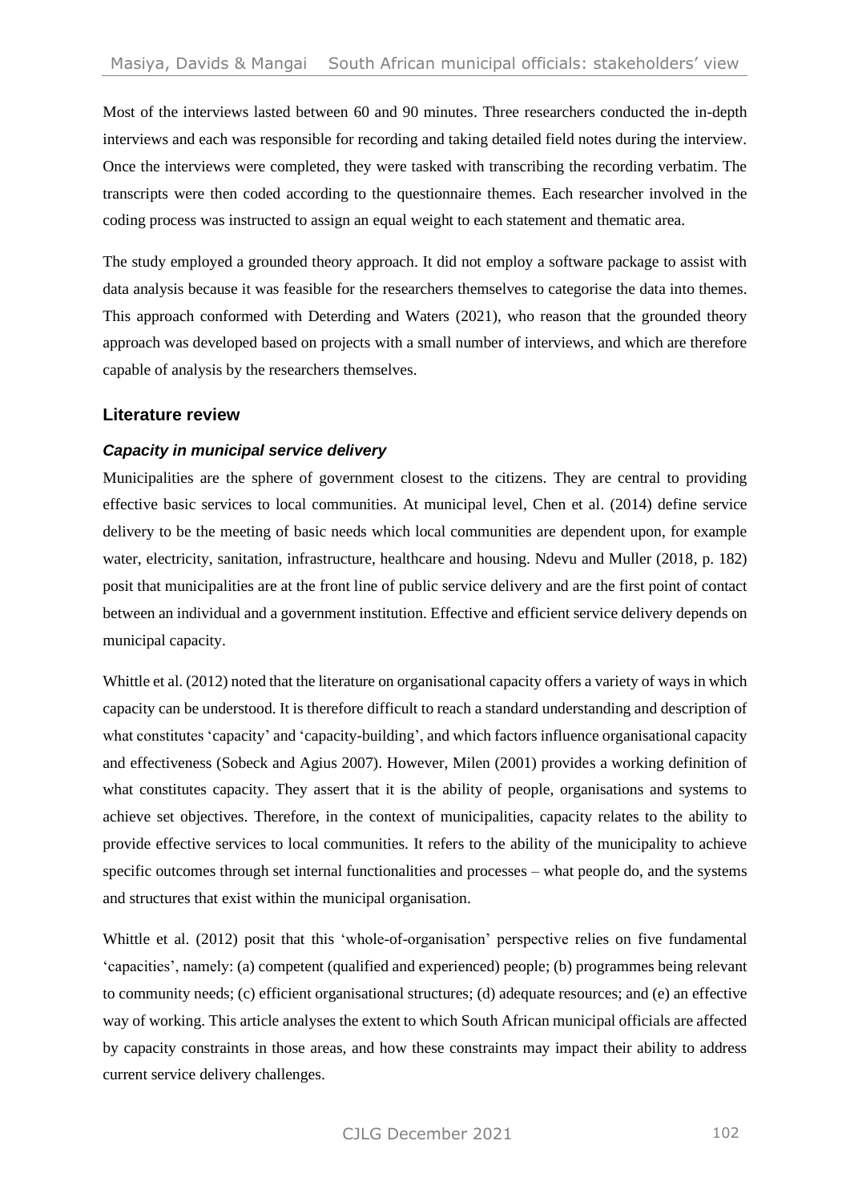Most of the interviews lasted between 60 and 90 minutes. Three researchers conducted the in-depth interviews and each was responsible for recording and taking detailed field notes during the interview. Once the interviews were completed, they were tasked with transcribing the recording verbatim. The transcripts were then coded according to the questionnaire themes. Each researcher involved in the coding process was instructed to assign an equal weight to each statement and thematic area.

The study employed a grounded theory approach. It did not employ a software package to assist with data analysis because it was feasible for the researchers themselves to categorise the data into themes. This approach conformed with Deterding and Waters (2021), who reason that the grounded theory approach was developed based on projects with a small number of interviews, and which are therefore capable of analysis by the researchers themselves.

## Literature review

### *Capacity in municipal service delivery*

Municipalities are the sphere of government closest to the citizens. They are central to providing effective basic services to local communities. At municipal level, Chen et al. (2014) define service delivery to be the meeting of basic needs which local communities are dependent upon, for example water, electricity, sanitation, infrastructure, healthcare and housing. Ndevu and Muller (2018, p. 182) posit that municipalities are at the front line of public service delivery and are the first point of contact between an individual and a government institution. Effective and efficient service delivery depends on municipal capacity.

Whittle et al. (2012) noted that the literature on organisational capacity offers a variety of ways in which capacity can be understood. It is therefore difficult to reach a standard understanding and description of what constitutes 'capacity' and 'capacity-building', and which factors influence organisational capacity and effectiveness (Sobeck and Agius 2007). However, Milen (2001) provides a working definition of what constitutes capacity. They assert that it is the ability of people, organisations and systems to achieve set objectives. Therefore, in the context of municipalities, capacity relates to the ability to provide effective services to local communities. It refers to the ability of the municipality to achieve specific outcomes through set internal functionalities and processes – what people do, and the systems and structures that exist within the municipal organisation.

Whittle et al. (2012) posit that this 'whole-of-organisation' perspective relies on five fundamental 'capacities', namely: (a) competent (qualified and experienced) people; (b) programmes being relevant to community needs; (c) efficient organisational structures; (d) adequate resources; and (e) an effective way of working. This article analyses the extent to which South African municipal officials are affected by capacity constraints in those areas, and how these constraints may impact their ability to address current service delivery challenges.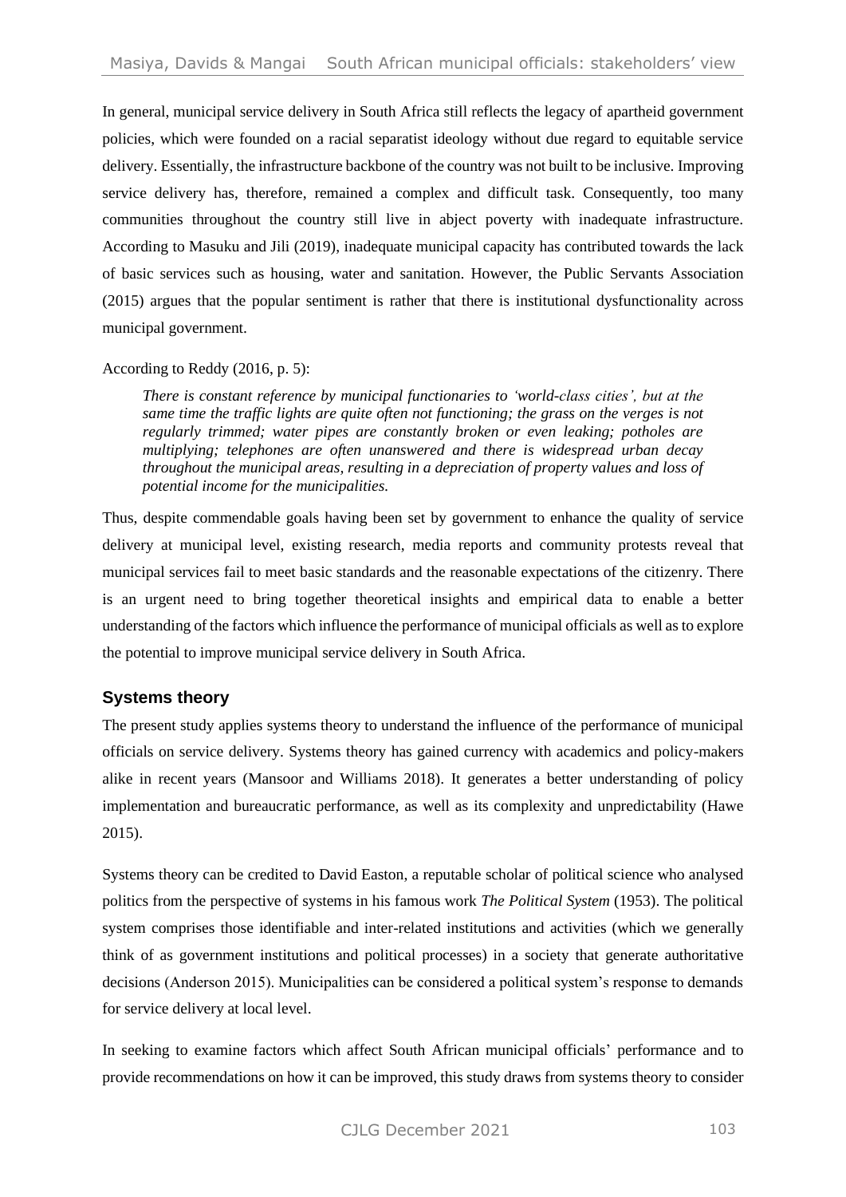In general, municipal service delivery in South Africa still reflects the legacy of apartheid government policies, which were founded on a racial separatist ideology without due regard to equitable service delivery. Essentially, the infrastructure backbone of the country was not built to be inclusive. Improving service delivery has, therefore, remained a complex and difficult task. Consequently, too many communities throughout the country still live in abject poverty with inadequate infrastructure. According to Masuku and Jili (2019), inadequate municipal capacity has contributed towards the lack of basic services such as housing, water and sanitation. However, the Public Servants Association (2015) argues that the popular sentiment is rather that there is institutional dysfunctionality across municipal government.

According to Reddy (2016, p. 5):

> *There is constant reference by municipal functionaries to 'world-class cities', but at the same time the traffic lights are quite often not functioning; the grass on the verges is not regularly trimmed; water pipes are constantly broken or even leaking; potholes are multiplying; telephones are often unanswered and there is widespread urban decay throughout the municipal areas, resulting in a depreciation of property values and loss of potential income for the municipalities.*

Thus, despite commendable goals having been set by government to enhance the quality of service delivery at municipal level, existing research, media reports and community protests reveal that municipal services fail to meet basic standards and the reasonable expectations of the citizenry. There is an urgent need to bring together theoretical insights and empirical data to enable a better understanding of the factors which influence the performance of municipal officials as well as to explore the potential to improve municipal service delivery in South Africa.

## Systems theory

The present study applies systems theory to understand the influence of the performance of municipal officials on service delivery. Systems theory has gained currency with academics and policy-makers alike in recent years (Mansoor and Williams 2018). It generates a better understanding of policy implementation and bureaucratic performance, as well as its complexity and unpredictability (Hawe 2015).

Systems theory can be credited to David Easton, a reputable scholar of political science who analysed politics from the perspective of systems in his famous work *The Political System* (1953). The political system comprises those identifiable and inter-related institutions and activities (which we generally think of as government institutions and political processes) in a society that generate authoritative decisions (Anderson 2015). Municipalities can be considered a political system's response to demands for service delivery at local level.

In seeking to examine factors which affect South African municipal officials' performance and to provide recommendations on how it can be improved, this study draws from systems theory to consider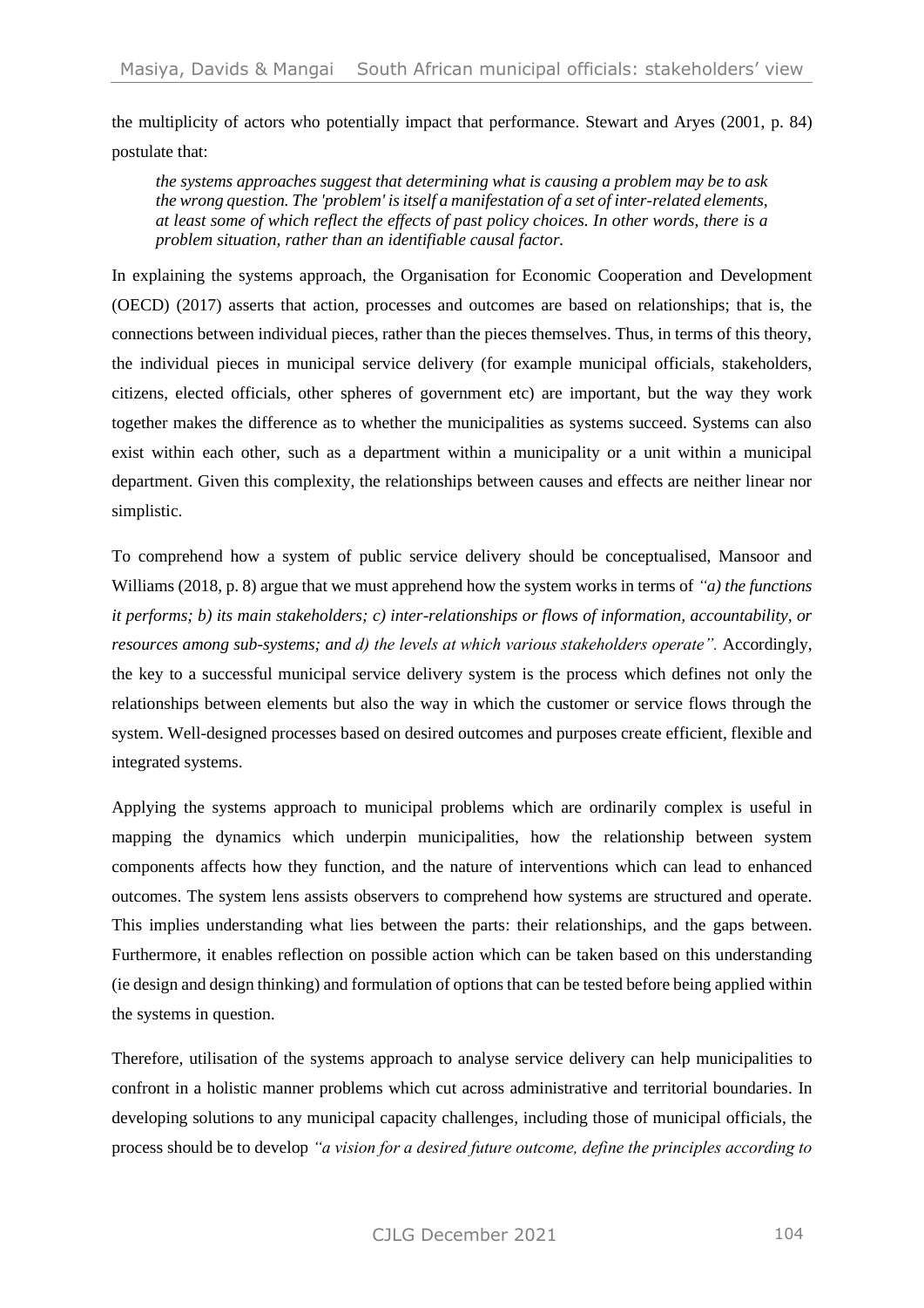the multiplicity of actors who potentially impact that performance. Stewart and Aryes (2001, p. 84) postulate that:

> *the systems approaches suggest that determining what is causing a problem may be to ask the wrong question. The 'problem' is itself a manifestation of a set of inter-related elements, at least some of which reflect the effects of past policy choices. In other words, there is a problem situation, rather than an identifiable causal factor.*

In explaining the systems approach, the Organisation for Economic Cooperation and Development (OECD) (2017) asserts that action, processes and outcomes are based on relationships; that is, the connections between individual pieces, rather than the pieces themselves. Thus, in terms of this theory, the individual pieces in municipal service delivery (for example municipal officials, stakeholders, citizens, elected officials, other spheres of government etc) are important, but the way they work together makes the difference as to whether the municipalities as systems succeed. Systems can also exist within each other, such as a department within a municipality or a unit within a municipal department. Given this complexity, the relationships between causes and effects are neither linear nor simplistic.

To comprehend how a system of public service delivery should be conceptualised, Mansoor and Williams (2018, p. 8) argue that we must apprehend how the system works in terms of *"a) the functions it performs; b) its main stakeholders; c) inter-relationships or flows of information, accountability, or resources among sub-systems; and d) the levels at which various stakeholders operate".* Accordingly, the key to a successful municipal service delivery system is the process which defines not only the relationships between elements but also the way in which the customer or service flows through the system. Well-designed processes based on desired outcomes and purposes create efficient, flexible and integrated systems.

Applying the systems approach to municipal problems which are ordinarily complex is useful in mapping the dynamics which underpin municipalities, how the relationship between system components affects how they function, and the nature of interventions which can lead to enhanced outcomes. The system lens assists observers to comprehend how systems are structured and operate. This implies understanding what lies between the parts: their relationships, and the gaps between. Furthermore, it enables reflection on possible action which can be taken based on this understanding (ie design and design thinking) and formulation of options that can be tested before being applied within the systems in question.

Therefore, utilisation of the systems approach to analyse service delivery can help municipalities to confront in a holistic manner problems which cut across administrative and territorial boundaries. In developing solutions to any municipal capacity challenges, including those of municipal officials, the process should be to develop *"a vision for a desired future outcome, define the principles according to*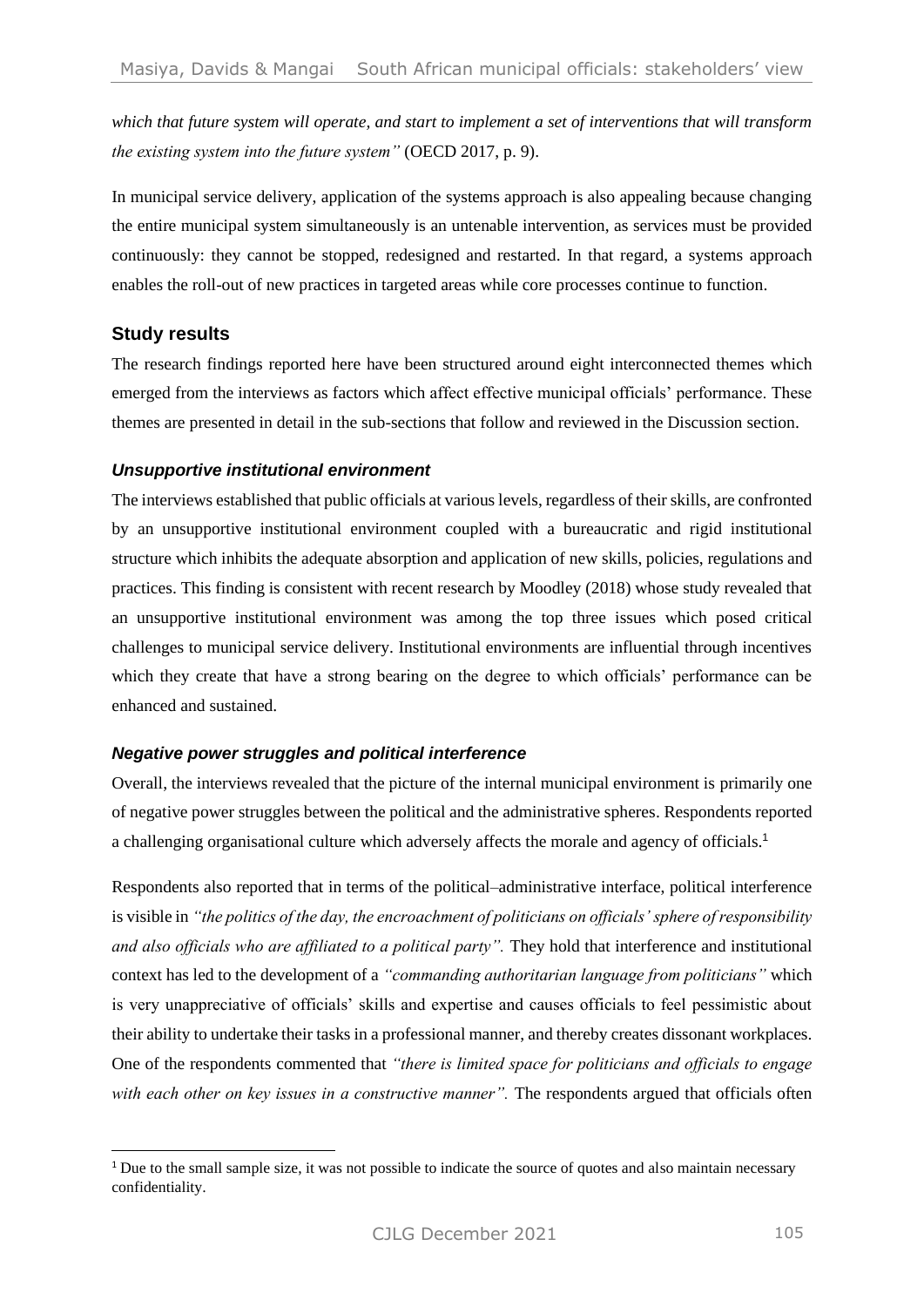*which that future system will operate, and start to implement a set of interventions that will transform the existing system into the future system"* (OECD 2017, p. 9).

In municipal service delivery, application of the systems approach is also appealing because changing the entire municipal system simultaneously is an untenable intervention, as services must be provided continuously: they cannot be stopped, redesigned and restarted. In that regard, a systems approach enables the roll-out of new practices in targeted areas while core processes continue to function.

## Study results

The research findings reported here have been structured around eight interconnected themes which emerged from the interviews as factors which affect effective municipal officials' performance. These themes are presented in detail in the sub-sections that follow and reviewed in the Discussion section.

### *Unsupportive institutional environment*

The interviews established that public officials at various levels, regardless of their skills, are confronted by an unsupportive institutional environment coupled with a bureaucratic and rigid institutional structure which inhibits the adequate absorption and application of new skills, policies, regulations and practices. This finding is consistent with recent research by Moodley (2018) whose study revealed that an unsupportive institutional environment was among the top three issues which posed critical challenges to municipal service delivery. Institutional environments are influential through incentives which they create that have a strong bearing on the degree to which officials' performance can be enhanced and sustained.

### *Negative power struggles and political interference*

Overall, the interviews revealed that the picture of the internal municipal environment is primarily one of negative power struggles between the political and the administrative spheres. Respondents reported a challenging organisational culture which adversely affects the morale and agency of officials.[1]

Respondents also reported that in terms of the political–administrative interface, political interference is visible in *"the politics of the day, the encroachment of politicians on officials' sphere of responsibility and also officials who are affiliated to a political party".* They hold that interference and institutional context has led to the development of a *"commanding authoritarian language from politicians"* which is very unappreciative of officials' skills and expertise and causes officials to feel pessimistic about their ability to undertake their tasks in a professional manner, and thereby creates dissonant workplaces. One of the respondents commented that *"there is limited space for politicians and officials to engage with each other on key issues in a constructive manner".* The respondents argued that officials often

[1] Due to the small sample size, it was not possible to indicate the source of quotes and also maintain necessary confidentiality.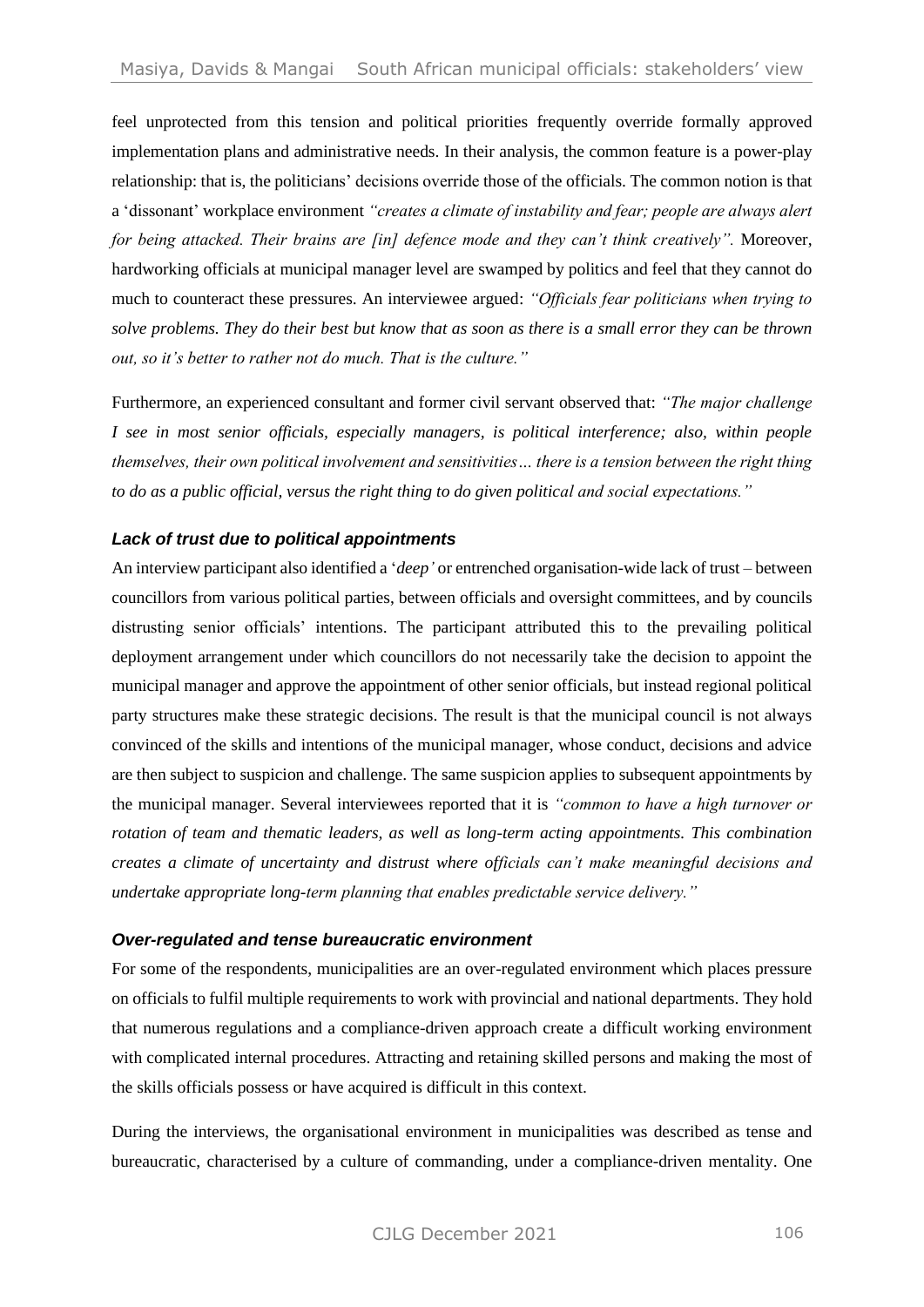feel unprotected from this tension and political priorities frequently override formally approved implementation plans and administrative needs. In their analysis, the common feature is a power-play relationship: that is, the politicians' decisions override those of the officials. The common notion is that a 'dissonant' workplace environment *"creates a climate of instability and fear; people are always alert for being attacked. Their brains are [in] defence mode and they can't think creatively"*. Moreover, hardworking officials at municipal manager level are swamped by politics and feel that they cannot do much to counteract these pressures. An interviewee argued: *"Officials fear politicians when trying to solve problems. They do their best but know that as soon as there is a small error they can be thrown out, so it's better to rather not do much. That is the culture."*

Furthermore, an experienced consultant and former civil servant observed that: *"The major challenge I see in most senior officials, especially managers, is political interference; also, within people themselves, their own political involvement and sensitivities… there is a tension between the right thing to do as a public official, versus the right thing to do given political and social expectations."*

### *Lack of trust due to political appointments*

An interview participant also identified a '*deep'* or entrenched organisation-wide lack of trust – between councillors from various political parties, between officials and oversight committees, and by councils distrusting senior officials' intentions. The participant attributed this to the prevailing political deployment arrangement under which councillors do not necessarily take the decision to appoint the municipal manager and approve the appointment of other senior officials, but instead regional political party structures make these strategic decisions. The result is that the municipal council is not always convinced of the skills and intentions of the municipal manager, whose conduct, decisions and advice are then subject to suspicion and challenge. The same suspicion applies to subsequent appointments by the municipal manager. Several interviewees reported that it is *"common to have a high turnover or rotation of team and thematic leaders, as well as long-term acting appointments. This combination creates a climate of uncertainty and distrust where officials can't make meaningful decisions and undertake appropriate long-term planning that enables predictable service delivery."*

### *Over-regulated and tense bureaucratic environment*

For some of the respondents, municipalities are an over-regulated environment which places pressure on officials to fulfil multiple requirements to work with provincial and national departments. They hold that numerous regulations and a compliance-driven approach create a difficult working environment with complicated internal procedures. Attracting and retaining skilled persons and making the most of the skills officials possess or have acquired is difficult in this context.

During the interviews, the organisational environment in municipalities was described as tense and bureaucratic, characterised by a culture of commanding, under a compliance-driven mentality. One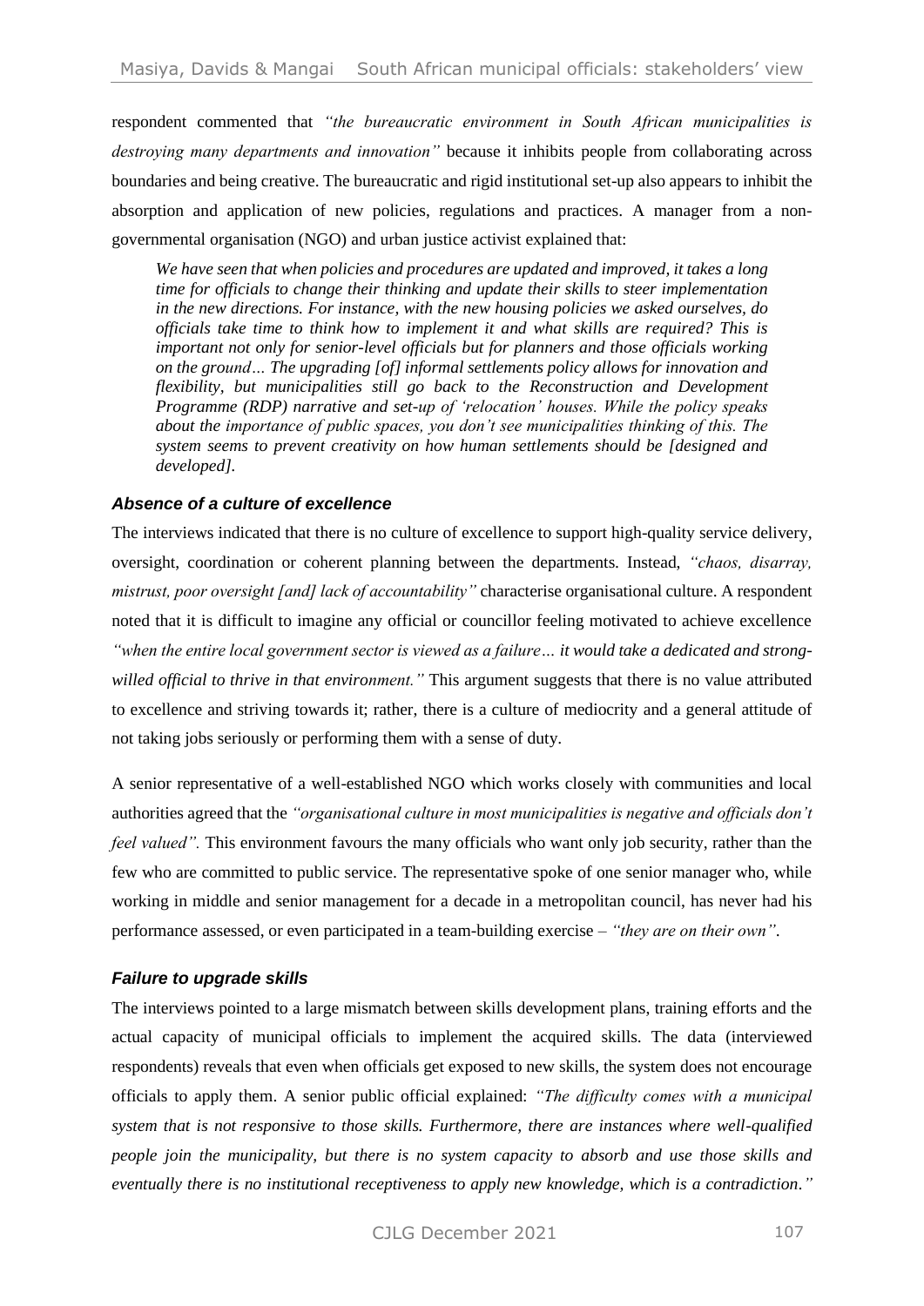respondent commented that *"the bureaucratic environment in South African municipalities is destroying many departments and innovation"* because it inhibits people from collaborating across boundaries and being creative. The bureaucratic and rigid institutional set-up also appears to inhibit the absorption and application of new policies, regulations and practices. A manager from a non-governmental organisation (NGO) and urban justice activist explained that:

> *We have seen that when policies and procedures are updated and improved, it takes a long time for officials to change their thinking and update their skills to steer implementation in the new directions. For instance, with the new housing policies we asked ourselves, do officials take time to think how to implement it and what skills are required? This is important not only for senior-level officials but for planners and those officials working on the ground… The upgrading [of] informal settlements policy allows for innovation and flexibility, but municipalities still go back to the Reconstruction and Development Programme (RDP) narrative and set-up of 'relocation' houses. While the policy speaks about the importance of public spaces, you don't see municipalities thinking of this. The system seems to prevent creativity on how human settlements should be [designed and developed].*

### *Absence of a culture of excellence*

The interviews indicated that there is no culture of excellence to support high-quality service delivery, oversight, coordination or coherent planning between the departments. Instead, *"chaos, disarray, mistrust, poor oversight [and] lack of accountability"* characterise organisational culture. A respondent noted that it is difficult to imagine any official or councillor feeling motivated to achieve excellence *"when the entire local government sector is viewed as a failure… it would take a dedicated and strong-willed official to thrive in that environment."* This argument suggests that there is no value attributed to excellence and striving towards it; rather, there is a culture of mediocrity and a general attitude of not taking jobs seriously or performing them with a sense of duty.

A senior representative of a well-established NGO which works closely with communities and local authorities agreed that the *"organisational culture in most municipalities is negative and officials don't feel valued".* This environment favours the many officials who want only job security, rather than the few who are committed to public service. The representative spoke of one senior manager who, while working in middle and senior management for a decade in a metropolitan council, has never had his performance assessed, or even participated in a team-building exercise – *"they are on their own"*.

### *Failure to upgrade skills*

The interviews pointed to a large mismatch between skills development plans, training efforts and the actual capacity of municipal officials to implement the acquired skills. The data (interviewed respondents) reveals that even when officials get exposed to new skills, the system does not encourage officials to apply them. A senior public official explained: *"The difficulty comes with a municipal system that is not responsive to those skills. Furthermore, there are instances where well-qualified people join the municipality, but there is no system capacity to absorb and use those skills and eventually there is no institutional receptiveness to apply new knowledge, which is a contradiction."*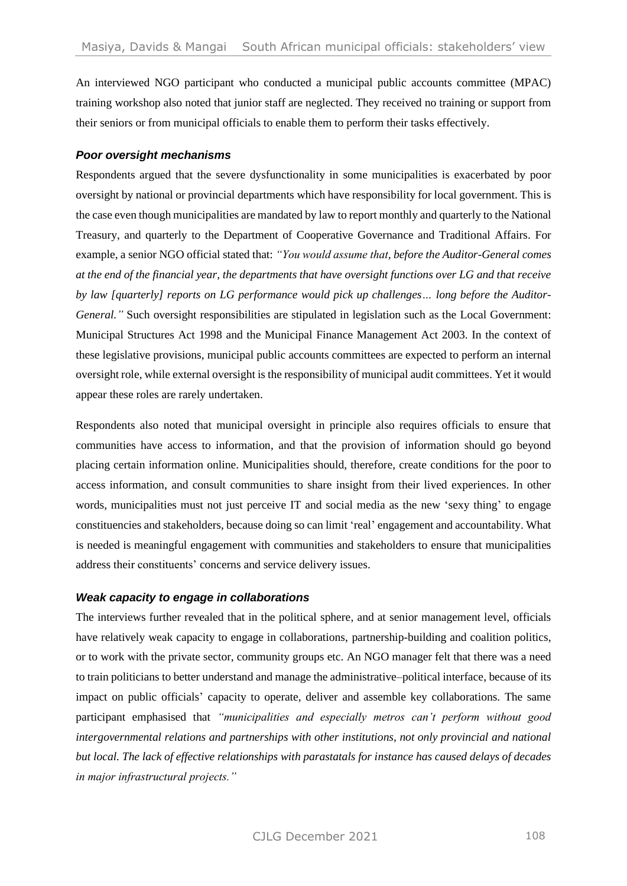An interviewed NGO participant who conducted a municipal public accounts committee (MPAC) training workshop also noted that junior staff are neglected. They received no training or support from their seniors or from municipal officials to enable them to perform their tasks effectively.

### *Poor oversight mechanisms*

Respondents argued that the severe dysfunctionality in some municipalities is exacerbated by poor oversight by national or provincial departments which have responsibility for local government. This is the case even though municipalities are mandated by law to report monthly and quarterly to the National Treasury, and quarterly to the Department of Cooperative Governance and Traditional Affairs. For example, a senior NGO official stated that: *"You would assume that, before the Auditor-General comes at the end of the financial year, the departments that have oversight functions over LG and that receive by law [quarterly] reports on LG performance would pick up challenges… long before the Auditor-General."* Such oversight responsibilities are stipulated in legislation such as the Local Government: Municipal Structures Act 1998 and the Municipal Finance Management Act 2003. In the context of these legislative provisions, municipal public accounts committees are expected to perform an internal oversight role, while external oversight is the responsibility of municipal audit committees. Yet it would appear these roles are rarely undertaken.

Respondents also noted that municipal oversight in principle also requires officials to ensure that communities have access to information, and that the provision of information should go beyond placing certain information online. Municipalities should, therefore, create conditions for the poor to access information, and consult communities to share insight from their lived experiences. In other words, municipalities must not just perceive IT and social media as the new 'sexy thing' to engage constituencies and stakeholders, because doing so can limit 'real' engagement and accountability. What is needed is meaningful engagement with communities and stakeholders to ensure that municipalities address their constituents' concerns and service delivery issues.

### *Weak capacity to engage in collaborations*

The interviews further revealed that in the political sphere, and at senior management level, officials have relatively weak capacity to engage in collaborations, partnership-building and coalition politics, or to work with the private sector, community groups etc. An NGO manager felt that there was a need to train politicians to better understand and manage the administrative–political interface, because of its impact on public officials' capacity to operate, deliver and assemble key collaborations. The same participant emphasised that *"municipalities and especially metros can't perform without good intergovernmental relations and partnerships with other institutions, not only provincial and national but local. The lack of effective relationships with parastatals for instance has caused delays of decades in major infrastructural projects."*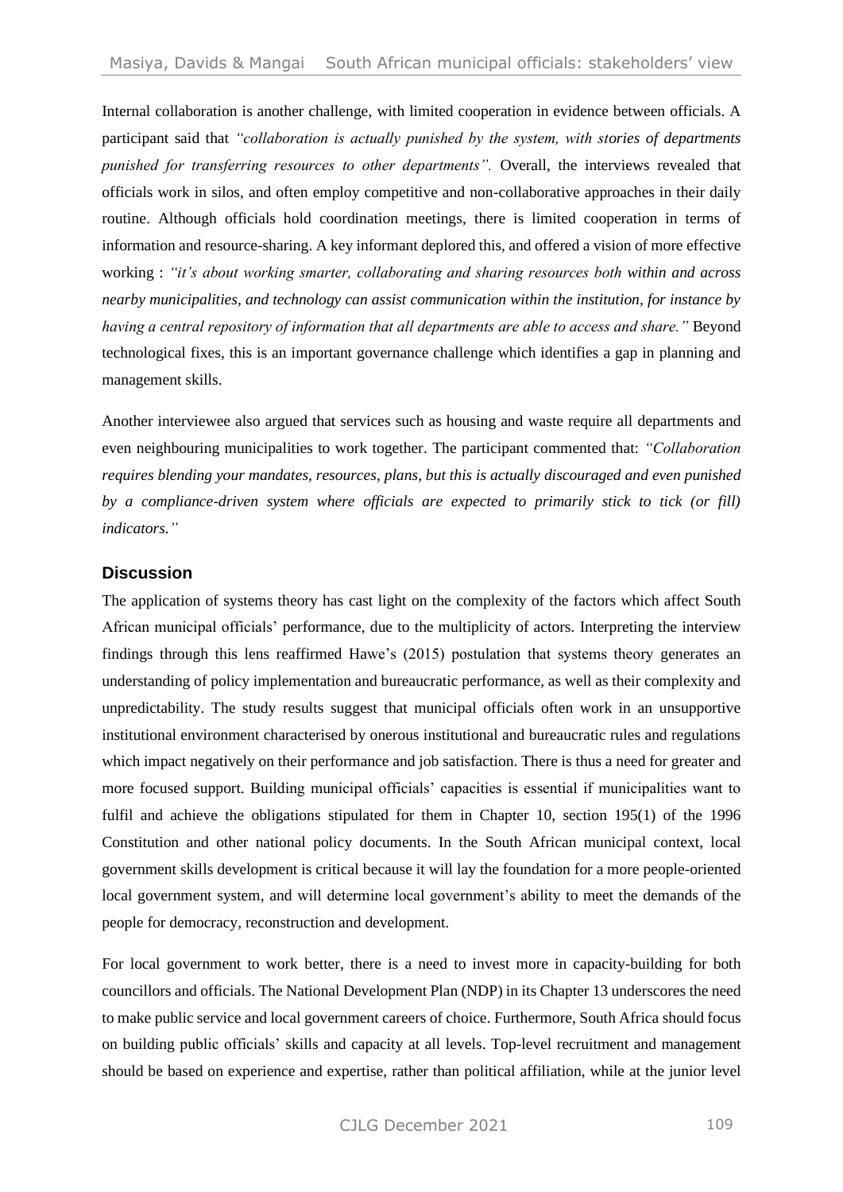Internal collaboration is another challenge, with limited cooperation in evidence between officials. A participant said that *"collaboration is actually punished by the system, with stories of departments punished for transferring resources to other departments".* Overall, the interviews revealed that officials work in silos, and often employ competitive and non-collaborative approaches in their daily routine. Although officials hold coordination meetings, there is limited cooperation in terms of information and resource-sharing. A key informant deplored this, and offered a vision of more effective working : *"it's about working smarter, collaborating and sharing resources both within and across nearby municipalities, and technology can assist communication within the institution, for instance by having a central repository of information that all departments are able to access and share."* Beyond technological fixes, this is an important governance challenge which identifies a gap in planning and management skills.

Another interviewee also argued that services such as housing and waste require all departments and even neighbouring municipalities to work together. The participant commented that: *"Collaboration requires blending your mandates, resources, plans, but this is actually discouraged and even punished by a compliance-driven system where officials are expected to primarily stick to tick (or fill) indicators."*

## Discussion

The application of systems theory has cast light on the complexity of the factors which affect South African municipal officials' performance, due to the multiplicity of actors. Interpreting the interview findings through this lens reaffirmed Hawe's (2015) postulation that systems theory generates an understanding of policy implementation and bureaucratic performance, as well as their complexity and unpredictability. The study results suggest that municipal officials often work in an unsupportive institutional environment characterised by onerous institutional and bureaucratic rules and regulations which impact negatively on their performance and job satisfaction. There is thus a need for greater and more focused support. Building municipal officials' capacities is essential if municipalities want to fulfil and achieve the obligations stipulated for them in Chapter 10, section 195(1) of the 1996 Constitution and other national policy documents. In the South African municipal context, local government skills development is critical because it will lay the foundation for a more people-oriented local government system, and will determine local government's ability to meet the demands of the people for democracy, reconstruction and development.

For local government to work better, there is a need to invest more in capacity-building for both councillors and officials. The National Development Plan (NDP) in its Chapter 13 underscores the need to make public service and local government careers of choice. Furthermore, South Africa should focus on building public officials' skills and capacity at all levels. Top-level recruitment and management should be based on experience and expertise, rather than political affiliation, while at the junior level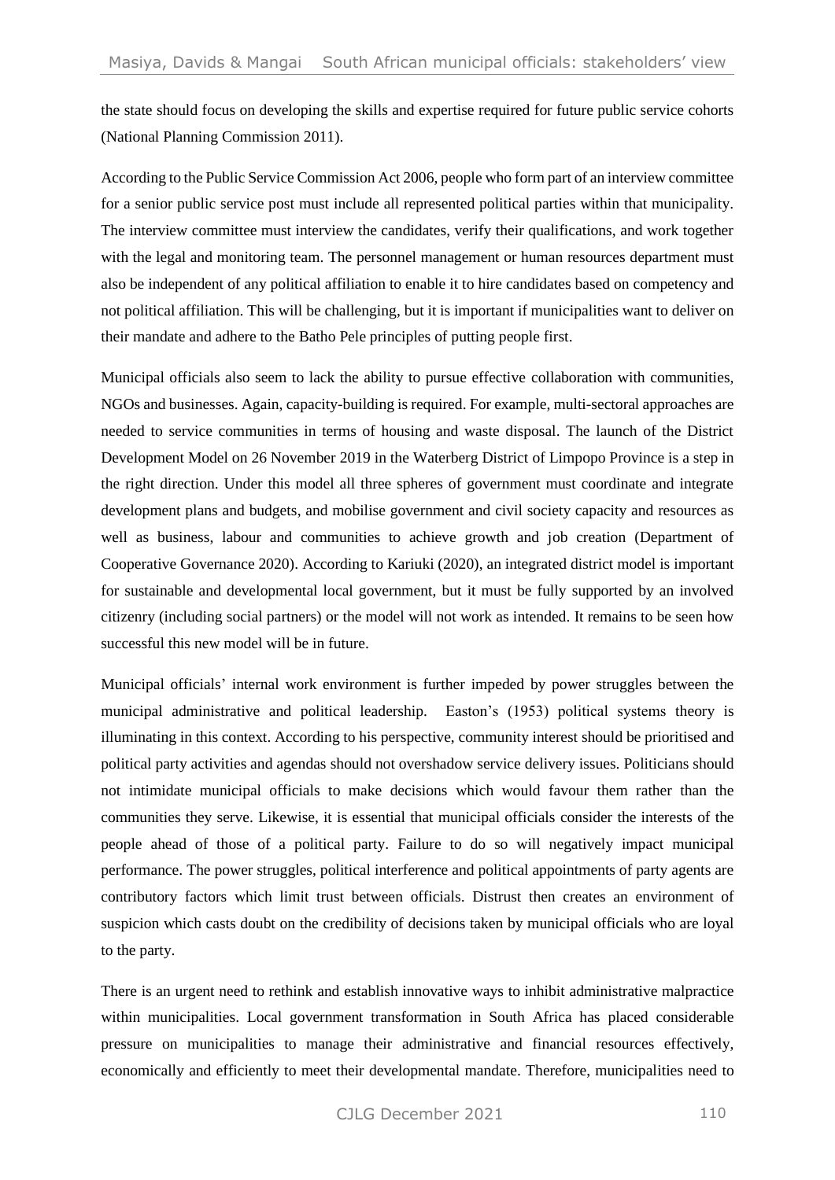the state should focus on developing the skills and expertise required for future public service cohorts (National Planning Commission 2011).

According to the Public Service Commission Act 2006, people who form part of an interview committee for a senior public service post must include all represented political parties within that municipality. The interview committee must interview the candidates, verify their qualifications, and work together with the legal and monitoring team. The personnel management or human resources department must also be independent of any political affiliation to enable it to hire candidates based on competency and not political affiliation. This will be challenging, but it is important if municipalities want to deliver on their mandate and adhere to the Batho Pele principles of putting people first.

Municipal officials also seem to lack the ability to pursue effective collaboration with communities, NGOs and businesses. Again, capacity-building is required. For example, multi-sectoral approaches are needed to service communities in terms of housing and waste disposal. The launch of the District Development Model on 26 November 2019 in the Waterberg District of Limpopo Province is a step in the right direction. Under this model all three spheres of government must coordinate and integrate development plans and budgets, and mobilise government and civil society capacity and resources as well as business, labour and communities to achieve growth and job creation (Department of Cooperative Governance 2020). According to Kariuki (2020), an integrated district model is important for sustainable and developmental local government, but it must be fully supported by an involved citizenry (including social partners) or the model will not work as intended. It remains to be seen how successful this new model will be in future.

Municipal officials' internal work environment is further impeded by power struggles between the municipal administrative and political leadership. Easton's (1953) political systems theory is illuminating in this context. According to his perspective, community interest should be prioritised and political party activities and agendas should not overshadow service delivery issues. Politicians should not intimidate municipal officials to make decisions which would favour them rather than the communities they serve. Likewise, it is essential that municipal officials consider the interests of the people ahead of those of a political party. Failure to do so will negatively impact municipal performance. The power struggles, political interference and political appointments of party agents are contributory factors which limit trust between officials. Distrust then creates an environment of suspicion which casts doubt on the credibility of decisions taken by municipal officials who are loyal to the party.

There is an urgent need to rethink and establish innovative ways to inhibit administrative malpractice within municipalities. Local government transformation in South Africa has placed considerable pressure on municipalities to manage their administrative and financial resources effectively, economically and efficiently to meet their developmental mandate. Therefore, municipalities need to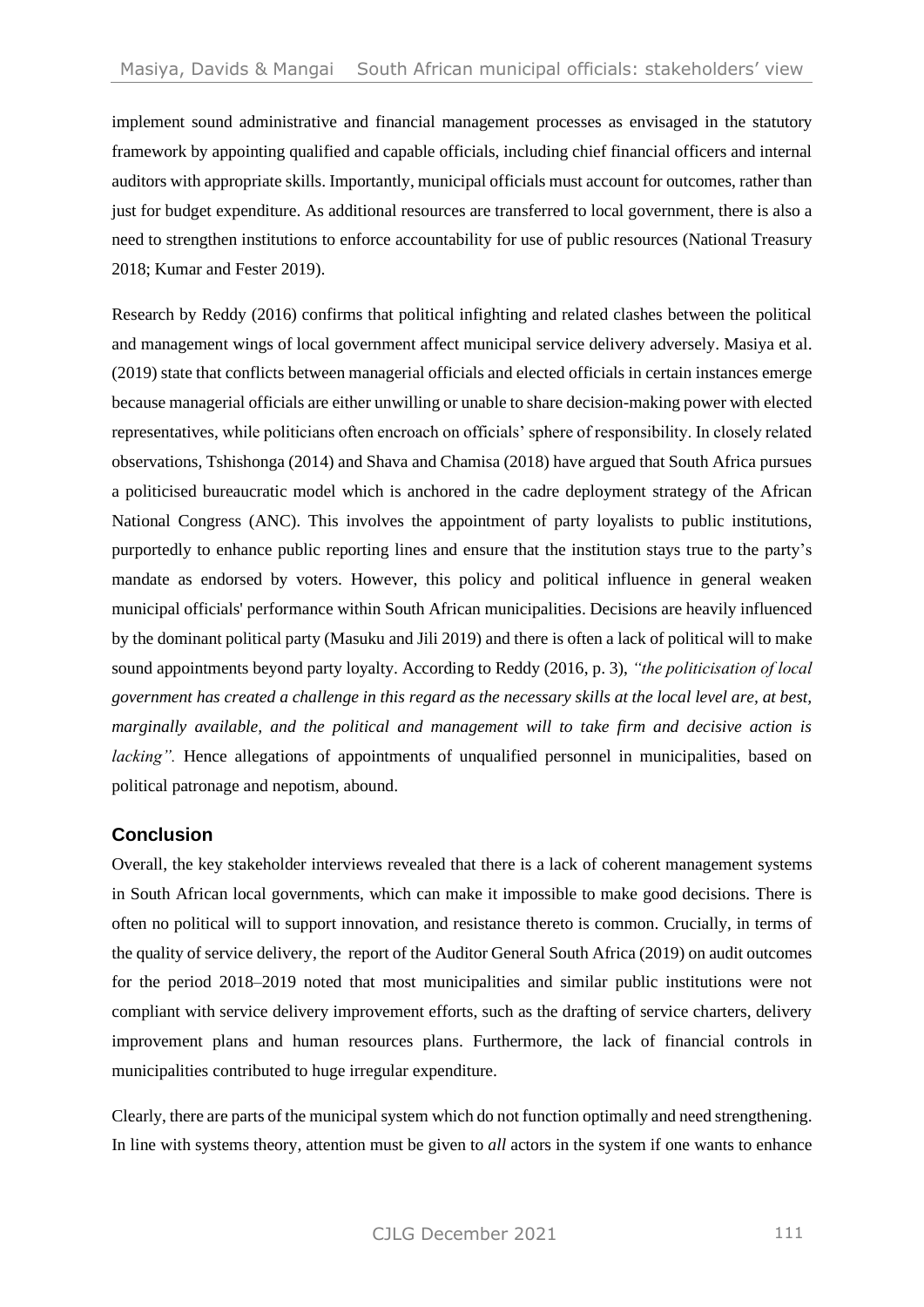implement sound administrative and financial management processes as envisaged in the statutory framework by appointing qualified and capable officials, including chief financial officers and internal auditors with appropriate skills. Importantly, municipal officials must account for outcomes, rather than just for budget expenditure. As additional resources are transferred to local government, there is also a need to strengthen institutions to enforce accountability for use of public resources (National Treasury 2018; Kumar and Fester 2019).

Research by Reddy (2016) confirms that political infighting and related clashes between the political and management wings of local government affect municipal service delivery adversely. Masiya et al. (2019) state that conflicts between managerial officials and elected officials in certain instances emerge because managerial officials are either unwilling or unable to share decision-making power with elected representatives, while politicians often encroach on officials' sphere of responsibility. In closely related observations, Tshishonga (2014) and Shava and Chamisa (2018) have argued that South Africa pursues a politicised bureaucratic model which is anchored in the cadre deployment strategy of the African National Congress (ANC). This involves the appointment of party loyalists to public institutions, purportedly to enhance public reporting lines and ensure that the institution stays true to the party's mandate as endorsed by voters. However, this policy and political influence in general weaken municipal officials' performance within South African municipalities. Decisions are heavily influenced by the dominant political party (Masuku and Jili 2019) and there is often a lack of political will to make sound appointments beyond party loyalty. According to Reddy (2016, p. 3), *"the politicisation of local government has created a challenge in this regard as the necessary skills at the local level are, at best, marginally available, and the political and management will to take firm and decisive action is lacking".* Hence allegations of appointments of unqualified personnel in municipalities, based on political patronage and nepotism, abound.

## Conclusion

Overall, the key stakeholder interviews revealed that there is a lack of coherent management systems in South African local governments, which can make it impossible to make good decisions. There is often no political will to support innovation, and resistance thereto is common. Crucially, in terms of the quality of service delivery, the report of the Auditor General South Africa (2019) on audit outcomes for the period 2018–2019 noted that most municipalities and similar public institutions were not compliant with service delivery improvement efforts, such as the drafting of service charters, delivery improvement plans and human resources plans. Furthermore, the lack of financial controls in municipalities contributed to huge irregular expenditure.

Clearly, there are parts of the municipal system which do not function optimally and need strengthening. In line with systems theory, attention must be given to *all* actors in the system if one wants to enhance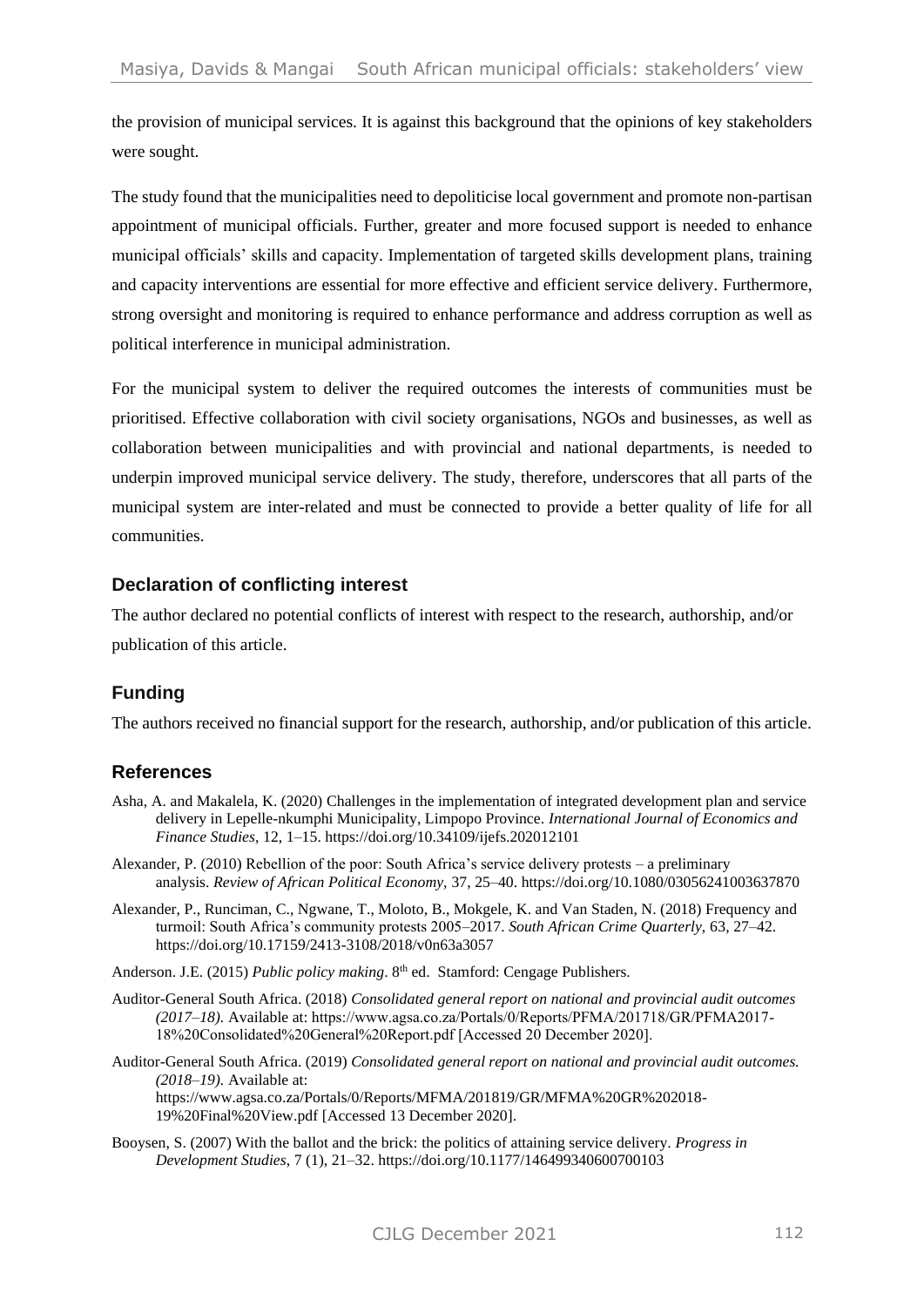the provision of municipal services. It is against this background that the opinions of key stakeholders were sought.

The study found that the municipalities need to depoliticise local government and promote non-partisan appointment of municipal officials. Further, greater and more focused support is needed to enhance municipal officials' skills and capacity. Implementation of targeted skills development plans, training and capacity interventions are essential for more effective and efficient service delivery. Furthermore, strong oversight and monitoring is required to enhance performance and address corruption as well as political interference in municipal administration.

For the municipal system to deliver the required outcomes the interests of communities must be prioritised. Effective collaboration with civil society organisations, NGOs and businesses, as well as collaboration between municipalities and with provincial and national departments, is needed to underpin improved municipal service delivery. The study, therefore, underscores that all parts of the municipal system are inter-related and must be connected to provide a better quality of life for all communities.

## Declaration of conflicting interest

The author declared no potential conflicts of interest with respect to the research, authorship, and/or publication of this article.

## Funding

The authors received no financial support for the research, authorship, and/or publication of this article.

## References

Asha, A. and Makalela, K. (2020) Challenges in the implementation of integrated development plan and service delivery in Lepelle-nkumphi Municipality, Limpopo Province. *International Journal of Economics and Finance Studies*, 12, 1–15. https://doi.org/10.34109/ijefs.202012101

Alexander, P. (2010) Rebellion of the poor: South Africa's service delivery protests – a preliminary analysis. *Review of African Political Economy*, 37, 25–40. https://doi.org/10.1080/03056241003637870

Alexander, P., Runciman, C., Ngwane, T., Moloto, B., Mokgele, K. and Van Staden, N. (2018) Frequency and turmoil: South Africa's community protests 2005–2017. *South African Crime Quarterly*, 63, 27–42. https://doi.org/10.17159/2413-3108/2018/v0n63a3057

Anderson. J.E. (2015) *Public policy making*. 8th ed. Stamford: Cengage Publishers.

Auditor-General South Africa. (2018) *Consolidated general report on national and provincial audit outcomes (2017–18).* Available at: https://www.agsa.co.za/Portals/0/Reports/PFMA/201718/GR/PFMA2017-18%20Consolidated%20General%20Report.pdf [Accessed 20 December 2020].

Auditor-General South Africa. (2019) *Consolidated general report on national and provincial audit outcomes. (2018–19).* Available at: https://www.agsa.co.za/Portals/0/Reports/MFMA/201819/GR/MFMA%20GR%202018-19%20Final%20View.pdf [Accessed 13 December 2020].

Booysen, S. (2007) With the ballot and the brick: the politics of attaining service delivery. *Progress in Development Studies*, 7 (1), 21–32. https://doi.org/10.1177/146499340600700103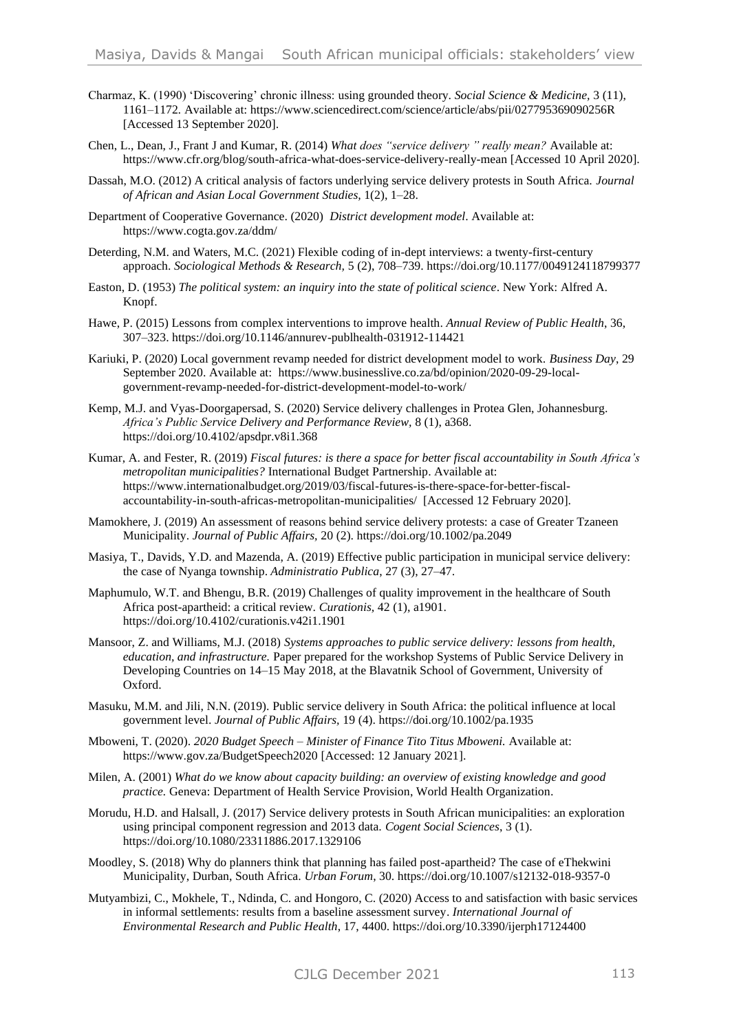Charmaz, K. (1990) 'Discovering' chronic illness: using grounded theory. *Social Science & Medicine*, 3 (11), 1161–1172. Available at: https://www.sciencedirect.com/science/article/abs/pii/027795369090256R [Accessed 13 September 2020].

Chen, L., Dean, J., Frant J and Kumar, R. (2014) *What does "service delivery " really mean?* Available at: https://www.cfr.org/blog/south-africa-what-does-service-delivery-really-mean [Accessed 10 April 2020].

Dassah, M.O. (2012) A critical analysis of factors underlying service delivery protests in South Africa. *Journal of African and Asian Local Government Studies*, 1(2), 1–28.

Department of Cooperative Governance. (2020) *District development model*. Available at: https://www.cogta.gov.za/ddm/

Deterding, N.M. and Waters, M.C. (2021) Flexible coding of in-dept interviews: a twenty-first-century approach. *Sociological Methods & Research*, 5 (2), 708–739. https://doi.org/10.1177/0049124118799377

Easton, D. (1953) *The political system: an inquiry into the state of political science*. New York: Alfred A. Knopf.

Hawe, P. (2015) Lessons from complex interventions to improve health. *Annual Review of Public Health*, 36, 307–323. https://doi.org/10.1146/annurev-publhealth-031912-114421

Kariuki, P. (2020) Local government revamp needed for district development model to work. *Business Day*, 29 September 2020. Available at: https://www.businesslive.co.za/bd/opinion/2020-09-29-local-government-revamp-needed-for-district-development-model-to-work/

Kemp, M.J. and Vyas-Doorgapersad, S. (2020) Service delivery challenges in Protea Glen, Johannesburg. *Africa's Public Service Delivery and Performance Review*, 8 (1), a368. https://doi.org/10.4102/apsdpr.v8i1.368

Kumar, A. and Fester, R. (2019) *Fiscal futures: is there a space for better fiscal accountability in South Africa's metropolitan municipalities?* International Budget Partnership. Available at: https://www.internationalbudget.org/2019/03/fiscal-futures-is-there-space-for-better-fiscal-accountability-in-south-africas-metropolitan-municipalities/ [Accessed 12 February 2020].

Mamokhere, J. (2019) An assessment of reasons behind service delivery protests: a case of Greater Tzaneen Municipality. *Journal of Public Affairs*, 20 (2). https://doi.org/10.1002/pa.2049

Masiya, T., Davids, Y.D. and Mazenda, A. (2019) Effective public participation in municipal service delivery: the case of Nyanga township. *Administratio Publica*, 27 (3), 27–47.

Maphumulo, W.T. and Bhengu, B.R. (2019) Challenges of quality improvement in the healthcare of South Africa post-apartheid: a critical review. *Curationis*, 42 (1), a1901. https://doi.org/10.4102/curationis.v42i1.1901

Mansoor, Z. and Williams, M.J. (2018) *Systems approaches to public service delivery: lessons from health, education, and infrastructure.* Paper prepared for the workshop Systems of Public Service Delivery in Developing Countries on 14–15 May 2018, at the Blavatnik School of Government, University of Oxford.

Masuku, M.M. and Jili, N.N. (2019). Public service delivery in South Africa: the political influence at local government level. *Journal of Public Affairs*, 19 (4). https://doi.org/10.1002/pa.1935

Mboweni, T. (2020). *2020 Budget Speech – Minister of Finance Tito Titus Mboweni.* Available at: https://www.gov.za/BudgetSpeech2020 [Accessed: 12 January 2021].

Milen, A. (2001) *What do we know about capacity building: an overview of existing knowledge and good practice.* Geneva: Department of Health Service Provision, World Health Organization.

Morudu, H.D. and Halsall, J. (2017) Service delivery protests in South African municipalities: an exploration using principal component regression and 2013 data. *Cogent Social Sciences*, 3 (1). https://doi.org/10.1080/23311886.2017.1329106

Moodley, S. (2018) Why do planners think that planning has failed post-apartheid? The case of eThekwini Municipality, Durban, South Africa. *Urban Forum*, 30. https://doi.org/10.1007/s12132-018-9357-0

Mutyambizi, C., Mokhele, T., Ndinda, C. and Hongoro, C. (2020) Access to and satisfaction with basic services in informal settlements: results from a baseline assessment survey. *International Journal of Environmental Research and Public Health*, 17, 4400. https://doi.org/10.3390/ijerph17124400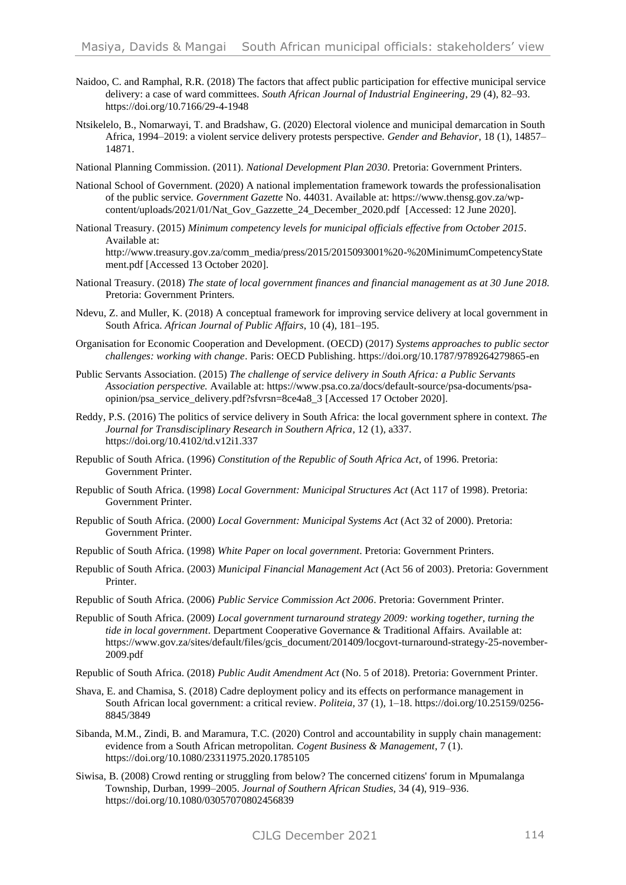Naidoo, C. and Ramphal, R.R. (2018) The factors that affect public participation for effective municipal service delivery: a case of ward committees. *South African Journal of Industrial Engineering*, 29 (4), 82–93. https://doi.org/10.7166/29-4-1948

Ntsikelelo, B., Nomarwayi, T. and Bradshaw, G. (2020) Electoral violence and municipal demarcation in South Africa, 1994–2019: a violent service delivery protests perspective. *Gender and Behavior*, 18 (1), 14857–14871.

National Planning Commission. (2011). *National Development Plan 2030*. Pretoria: Government Printers.

National School of Government. (2020) A national implementation framework towards the professionalisation of the public service. *Government Gazette* No. 44031. Available at: https://www.thensg.gov.za/wp-content/uploads/2021/01/Nat_Gov_Gazzette_24_December_2020.pdf [Accessed: 12 June 2020].

National Treasury. (2015) *Minimum competency levels for municipal officials effective from October 2015*. Available at: http://www.treasury.gov.za/comm_media/press/2015/2015093001%20-%20MinimumCompetencyStatement.pdf [Accessed 13 October 2020].

National Treasury. (2018) *The state of local government finances and financial management as at 30 June 2018.* Pretoria: Government Printers.

Ndevu, Z. and Muller, K. (2018) A conceptual framework for improving service delivery at local government in South Africa. *African Journal of Public Affairs*, 10 (4), 181–195.

Organisation for Economic Cooperation and Development. (OECD) (2017) *Systems approaches to public sector challenges: working with change*. Paris: OECD Publishing. https://doi.org/10.1787/9789264279865-en

Public Servants Association. (2015) *The challenge of service delivery in South Africa: a Public Servants Association perspective.* Available at: https://www.psa.co.za/docs/default-source/psa-documents/psa-opinion/psa_service_delivery.pdf?sfvrsn=8ce4a8_3 [Accessed 17 October 2020].

Reddy, P.S. (2016) The politics of service delivery in South Africa: the local government sphere in context. *The Journal for Transdisciplinary Research in Southern Africa*, 12 (1), a337. https://doi.org/10.4102/td.v12i1.337

Republic of South Africa. (1996) *Constitution of the Republic of South Africa Act*, of 1996. Pretoria: Government Printer.

Republic of South Africa. (1998) *Local Government: Municipal Structures Act* (Act 117 of 1998). Pretoria: Government Printer.

Republic of South Africa. (2000) *Local Government: Municipal Systems Act* (Act 32 of 2000). Pretoria: Government Printer.

Republic of South Africa. (1998) *White Paper on local government*. Pretoria: Government Printers.

Republic of South Africa. (2003) *Municipal Financial Management Act* (Act 56 of 2003). Pretoria: Government Printer.

Republic of South Africa. (2006) *Public Service Commission Act 2006*. Pretoria: Government Printer.

Republic of South Africa. (2009) *Local government turnaround strategy 2009: working together, turning the tide in local government*. Department Cooperative Governance & Traditional Affairs. Available at: https://www.gov.za/sites/default/files/gcis_document/201409/locgovt-turnaround-strategy-25-november-2009.pdf

Republic of South Africa. (2018) *Public Audit Amendment Act* (No. 5 of 2018). Pretoria: Government Printer.

Shava, E. and Chamisa, S. (2018) Cadre deployment policy and its effects on performance management in South African local government: a critical review. *Politeia,* 37 (1), 1–18. https://doi.org/10.25159/0256-8845/3849

Sibanda, M.M., Zindi, B. and Maramura, T.C. (2020) Control and accountability in supply chain management: evidence from a South African metropolitan. *Cogent Business & Management*, 7 (1). https://doi.org/10.1080/23311975.2020.1785105

Siwisa, B. (2008) Crowd renting or struggling from below? The concerned citizens' forum in Mpumalanga Township, Durban, 1999–2005. *Journal of Southern African Studies*, 34 (4), 919–936. https://doi.org/10.1080/03057070802456839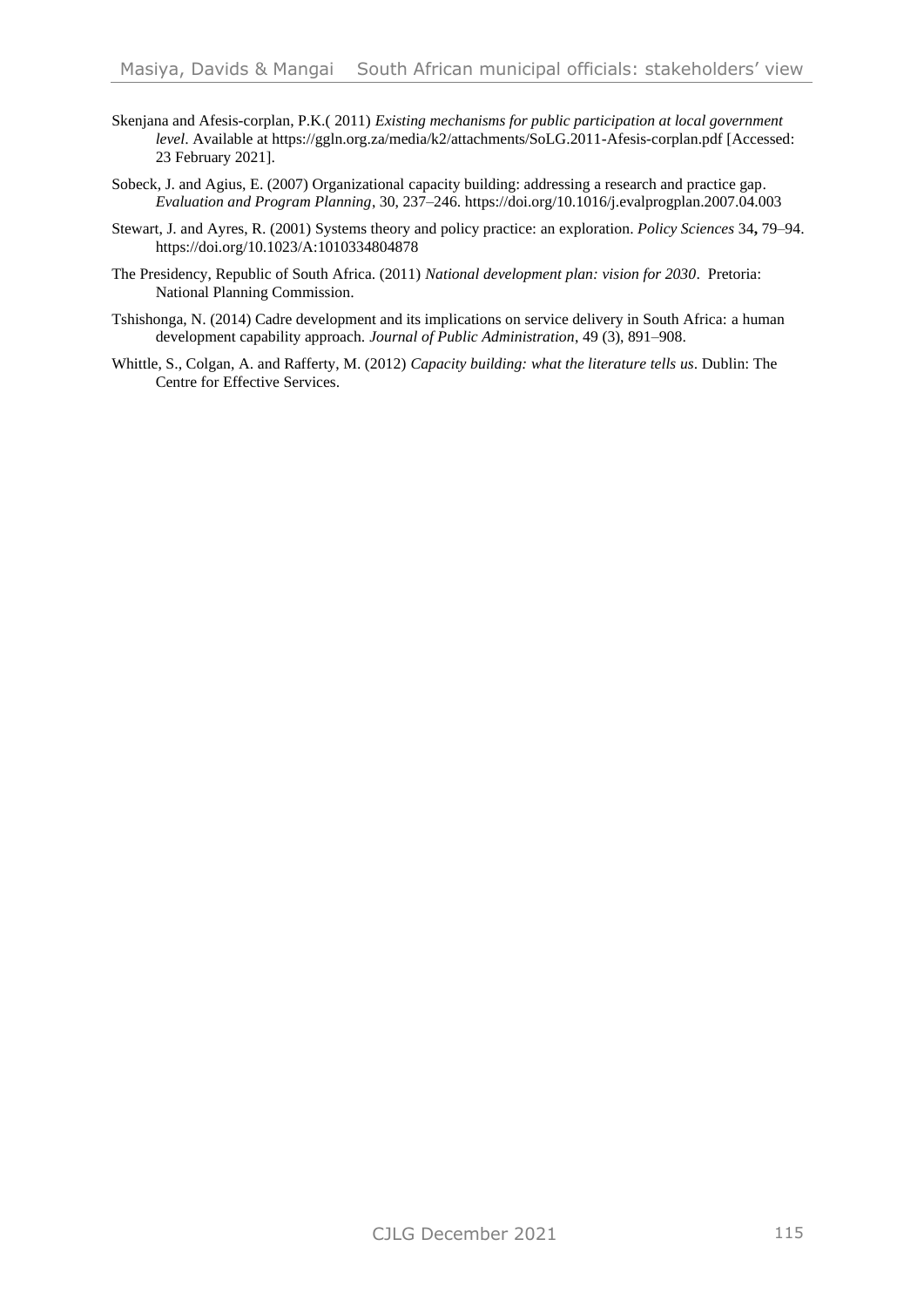Skenjana and Afesis-corplan, P.K.( 2011) *Existing mechanisms for public participation at local government level*. Available at https://ggln.org.za/media/k2/attachments/SoLG.2011-Afesis-corplan.pdf [Accessed: 23 February 2021].

Sobeck, J. and Agius, E. (2007) Organizational capacity building: addressing a research and practice gap. *Evaluation and Program Planning*, 30, 237–246. https://doi.org/10.1016/j.evalprogplan.2007.04.003

Stewart, J. and Ayres, R. (2001) Systems theory and policy practice: an exploration. *Policy Sciences* 34**,** 79–94. https://doi.org/10.1023/A:1010334804878

The Presidency, Republic of South Africa. (2011) *National development plan: vision for 2030*. Pretoria: National Planning Commission.

Tshishonga, N. (2014) Cadre development and its implications on service delivery in South Africa: a human development capability approach. *Journal of Public Administration*, 49 (3), 891–908.

Whittle, S., Colgan, A. and Rafferty, M. (2012) *Capacity building: what the literature tells us*. Dublin: The Centre for Effective Services.